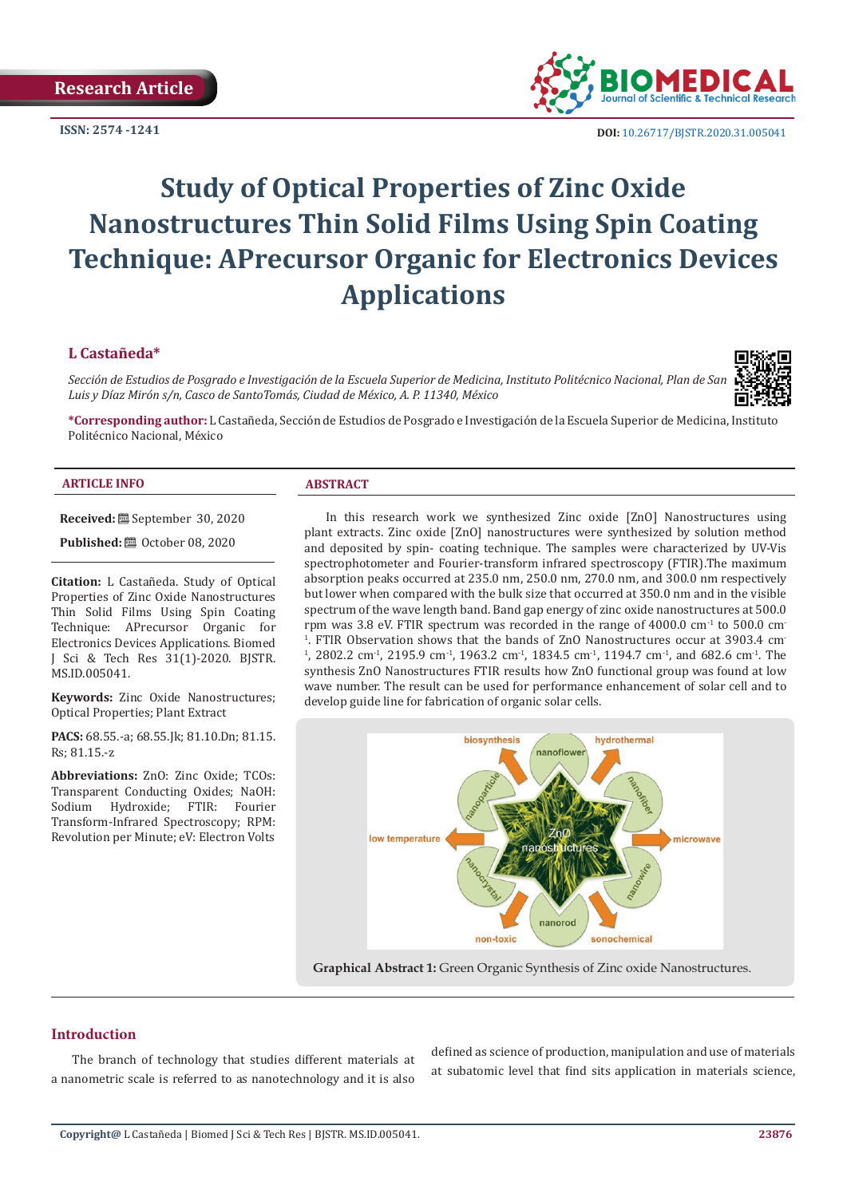Research Article

ISSN: 2574 -1241

DOI: 10.26717/BJSTR.2020.31.005041

# Study of Optical Properties of Zinc Oxide Nanostructures Thin Solid Films Using Spin Coating Technique: APrecursor Organic for Electronics Devices Applications

**L Castañeda***

*Sección de Estudios de Posgrado e Investigación de la Escuela Superior de Medicina, Instituto Politécnico Nacional, Plan de San Luis y Díaz Mirón s/n, Casco de SantoTomás, Ciudad de México, A. P. 11340, México*

***Corresponding author:** L Castañeda, Sección de Estudios de Posgrado e Investigación de la Escuela Superior de Medicina, Instituto Politécnico Nacional, México

### ARTICLE INFO

**Received:** September 30, 2020

**Published:** October 08, 2020

**Citation:** L Castañeda. Study of Optical Properties of Zinc Oxide Nanostructures Thin Solid Films Using Spin Coating Technique: APrecursor Organic for Electronics Devices Applications. Biomed J Sci & Tech Res 31(1)-2020. BJSTR. MS.ID.005041.

**Keywords:** Zinc Oxide Nanostructures; Optical Properties; Plant Extract

**PACS:** 68.55.-a; 68.55.Jk; 81.10.Dn; 81.15.Rs; 81.15.-z

**Abbreviations:** ZnO: Zinc Oxide; TCOs: Transparent Conducting Oxides; NaOH: Sodium Hydroxide; FTIR: Fourier Transform-Infrared Spectroscopy; RPM: Revolution per Minute; eV: Electron Volts

### ABSTRACT

In this research work we synthesized Zinc oxide [ZnO] Nanostructures using plant extracts. Zinc oxide [ZnO] nanostructures were synthesized by solution method and deposited by spin- coating technique. The samples were characterized by UV-Vis spectrophotometer and Fourier-transform infrared spectroscopy (FTIR).The maximum absorption peaks occurred at 235.0 nm, 250.0 nm, 270.0 nm, and 300.0 nm respectively but lower when compared with the bulk size that occurred at 350.0 nm and in the visible spectrum of the wave length band. Band gap energy of zinc oxide nanostructures at 500.0 rpm was 3.8 eV. FTIR spectrum was recorded in the range of 4000.0 $cm^{-1}$ to 500.0 $cm^{-1}$. FTIR Observation shows that the bands of ZnO Nanostructures occur at 3903.4 $cm^{-1}$, 2802.2 $cm^{-1}$, 2195.9 $cm^{-1}$, 1963.2 $cm^{-1}$, 1834.5 $cm^{-1}$, 1194.7 $cm^{-1}$, and 682.6 $cm^{-1}$. The synthesis ZnO Nanostructures FTIR results how ZnO functional group was found at low wave number. The result can be used for performance enhancement of solar cell and to develop guide line for fabrication of organic solar cells.

**Graphical Abstract 1:** Green Organic Synthesis of Zinc oxide Nanostructures.

## Introduction

The branch of technology that studies different materials at a nanometric scale is referred to as nanotechnology and it is also defined as science of production, manipulation and use of materials at subatomic level that find sits application in materials science,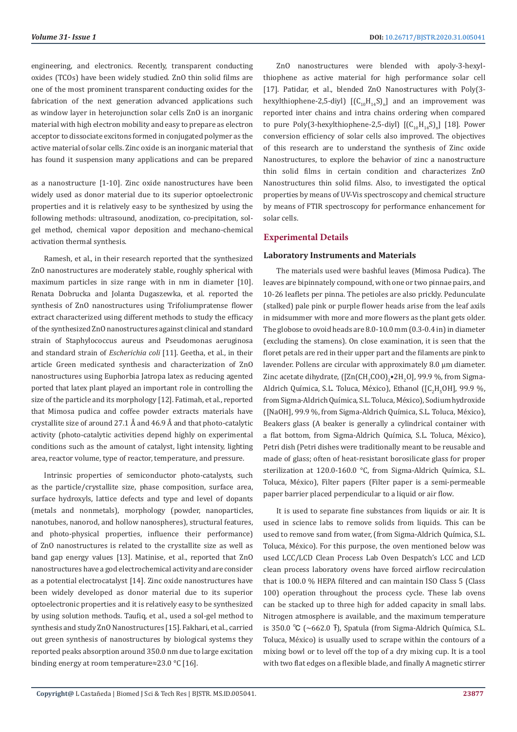engineering, and electronics. Recently, transparent conducting oxides (TCOs) have been widely studied. ZnO thin solid films are one of the most prominent transparent conducting oxides for the fabrication of the next generation advanced applications such as window layer in heterojunction solar cells ZnO is an inorganic material with high electron mobility and easy to prepare as electron acceptor to dissociate excitons formed in conjugated polymer as the active material of solar cells. Zinc oxide is an inorganic material that has found it suspension many applications and can be prepared as a nanostructure [1-10]. Zinc oxide nanostructures have been widely used as donor material due to its superior optoelectronic properties and it is relatively easy to be synthesized by using the following methods: ultrasound, anodization, co-precipitation, sol-gel method, chemical vapor deposition and mechano-chemical activation thermal synthesis.

Ramesh, et al., in their research reported that the synthesized ZnO nanostructures are moderately stable, roughly spherical with maximum particles in size range with in nm in diameter [10]. Renata Dobrucka and Jolanta Dugaszewka, et al. reported the synthesis of ZnO nanostructures using Trifoliumpratense flower extract characterized using different methods to study the efficacy of the synthesized ZnO nanostructures against clinical and standard strain of Staphylococcus aureus and Pseudomonas aeruginosa and standard strain of *Escherichia coli* [11]. Geetha, et al., in their article Green medicated synthesis and characterization of ZnO nanostructures using Euphorbia Jatropa latex as reducing agented ported that latex plant played an important role in controlling the size of the particle and its morphology [12]. Fatimah, et al., reported that Mimosa pudica and coffee powder extracts materials have crystallite size of around 27.1 Å and 46.9 Å and that photo-catalytic activity (photo-catalytic activities depend highly on experimental conditions such as the amount of catalyst, light intensity, lighting area, reactor volume, type of reactor, temperature, and pressure.

Intrinsic properties of semiconductor photo-catalysts, such as the particle/crystallite size, phase composition, surface area, surface hydroxyls, lattice defects and type and level of dopants (metals and nonmetals), morphology (powder, nanoparticles, nanotubes, nanorod, and hollow nanospheres), structural features, and photo-physical properties, influence their performance) of ZnO nanostructures is related to the crystallite size as well as band gap energy values [13]. Matinise, et al., reported that ZnO nanostructures have a god electrochemical activity and are consider as a potential electrocatalyst [14]. Zinc oxide nanostructures have been widely developed as donor material due to its superior optoelectronic properties and it is relatively easy to be synthesized by using solution methods. Taufiq, et al., used a sol-gel method to synthesis and study ZnO Nanostructures [15]. Fakhari, et al., carried out green synthesis of nanostructures by biological systems they reported peaks absorption around 350.0 nm due to large excitation binding energy at room temperature≈23.0 °C [16].

ZnO nanostructures were blended with apoly-3-hexyl-thiophene as active material for high performance solar cell [17]. Patidar, et al., blended ZnO Nanostructures with Poly(3-hexylthiophene-2,5-diyl) $[(C_{10}H_{14}S)_n]$ and an improvement was reported inter chains and intra chains ordering when compared to pure Poly(3-hexylthiophene-2,5-diyl) $[(C_{10}H_{14}S)_n]$ [18]. Power conversion efficiency of solar cells also improved. The objectives of this research are to understand the synthesis of Zinc oxide Nanostructures, to explore the behavior of zinc a nanostructure thin solid films in certain condition and characterizes ZnO Nanostructures thin solid films. Also, to investigated the optical properties by means of UV-Vis spectroscopy and chemical structure by means of FTIR spectroscopy for performance enhancement for solar cells.

## Experimental Details

### Laboratory Instruments and Materials

The materials used were bashful leaves (Mimosa Pudica). The leaves are bipinnately compound, with one or two pinnae pairs, and 10-26 leaflets per pinna. The petioles are also prickly. Pedunculate (stalked) pale pink or purple flower heads arise from the leaf axils in midsummer with more and more flowers as the plant gets older. The globose to ovoid heads are 8.0-10.0 mm (0.3-0.4 in) in diameter (excluding the stamens). On close examination, it is seen that the floret petals are red in their upper part and the filaments are pink to lavender. Pollens are circular with approximately 8.0 µm diameter. Zinc acetate dihydrate, ($[Zn(CH_3COO)_2 \cdot 2H_2O]$, 99.9 %, from Sigma-Aldrich Química, S.L. Toluca, México), Ethanol ($[C_2H_5OH]$, 99.9 %, from Sigma-Aldrich Química, S.L. Toluca, México), Sodium hydroxide ([NaOH], 99.9 %, from Sigma-Aldrich Química, S.L. Toluca, México), Beakers glass (A beaker is generally a cylindrical container with a flat bottom, from Sigma-Aldrich Química, S.L. Toluca, México), Petri dish (Petri dishes were traditionally meant to be reusable and made of glass; often of heat-resistant borosilicate glass for proper sterilization at 120.0-160.0 °C, from Sigma-Aldrich Química, S.L. Toluca, México), Filter papers (Filter paper is a semi-permeable paper barrier placed perpendicular to a liquid or air flow.

It is used to separate fine substances from liquids or air. It is used in science labs to remove solids from liquids. This can be used to remove sand from water, (from Sigma-Aldrich Química, S.L. Toluca, México). For this purpose, the oven mentioned below was used LCC/LCD Clean Process Lab Oven Despatch's LCC and LCD clean process laboratory ovens have forced airflow recirculation that is 100.0 % HEPA filtered and can maintain ISO Class 5 (Class 100) operation throughout the process cycle. These lab ovens can be stacked up to three high for added capacity in small labs. Nitrogen atmosphere is available, and the maximum temperature is 350.0 ℃ (~662.0 ℉), Spatula (from Sigma-Aldrich Química, S.L. Toluca, México) is usually used to scrape within the contours of a mixing bowl or to level off the top of a dry mixing cup. It is a tool with two flat edges on a flexible blade, and finally A magnetic stirrer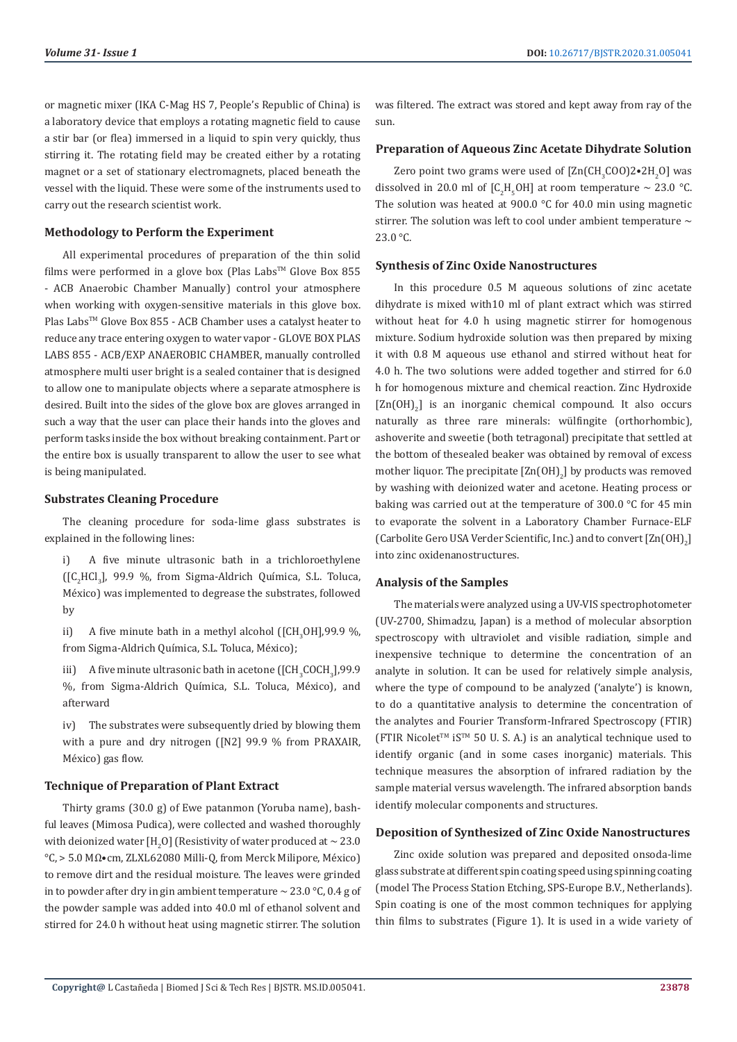or magnetic mixer (IKA C-Mag HS 7, People's Republic of China) is a laboratory device that employs a rotating magnetic field to cause a stir bar (or flea) immersed in a liquid to spin very quickly, thus stirring it. The rotating field may be created either by a rotating magnet or a set of stationary electromagnets, placed beneath the vessel with the liquid. These were some of the instruments used to carry out the research scientist work.

### Methodology to Perform the Experiment

All experimental procedures of preparation of the thin solid films were performed in a glove box (Plas Labs™ Glove Box 855 - ACB Anaerobic Chamber Manually) control your atmosphere when working with oxygen-sensitive materials in this glove box. Plas Labs™ Glove Box 855 - ACB Chamber uses a catalyst heater to reduce any trace entering oxygen to water vapor - GLOVE BOX PLAS LABS 855 - ACB/EXP ANAEROBIC CHAMBER, manually controlled atmosphere multi user bright is a sealed container that is designed to allow one to manipulate objects where a separate atmosphere is desired. Built into the sides of the glove box are gloves arranged in such a way that the user can place their hands into the gloves and perform tasks inside the box without breaking containment. Part or the entire box is usually transparent to allow the user to see what is being manipulated.

### Substrates Cleaning Procedure

The cleaning procedure for soda-lime glass substrates is explained in the following lines:

i) A five minute ultrasonic bath in a trichloroethylene ([$C_2HCl_3$], 99.9 %, from Sigma-Aldrich Química, S.L. Toluca, México) was implemented to degrease the substrates, followed by

ii) A five minute bath in a methyl alcohol ([$CH_3OH$],99.9 %, from Sigma-Aldrich Química, S.L. Toluca, México);

iii) A five minute ultrasonic bath in acetone ([$CH_3COCH_3$],99.9 %, from Sigma-Aldrich Química, S.L. Toluca, México), and afterward

iv) The substrates were subsequently dried by blowing them with a pure and dry nitrogen ([N2] 99.9 % from PRAXAIR, México) gas flow.

### Technique of Preparation of Plant Extract

Thirty grams (30.0 g) of Ewe patanmon (Yoruba name), bashful leaves (Mimosa Pudica), were collected and washed thoroughly with deionized water [$H_2O$] (Resistivity of water produced at ~ 23.0 °C, > 5.0 MΩ•cm, ZLXL62080 Milli-Q, from Merck Milipore, México) to remove dirt and the residual moisture. The leaves were grinded in to powder after dry in gin ambient temperature ~ 23.0 °C, 0.4 g of the powder sample was added into 40.0 ml of ethanol solvent and stirred for 24.0 h without heat using magnetic stirrer. The solution was filtered. The extract was stored and kept away from ray of the sun.

### Preparation of Aqueous Zinc Acetate Dihydrate Solution

Zero point two grams were used of [$Zn(CH_3COO)2•2H_2O$] was dissolved in 20.0 ml of [$C_2H_5OH$] at room temperature ~ 23.0 °C. The solution was heated at 900.0 °C for 40.0 min using magnetic stirrer. The solution was left to cool under ambient temperature ~ 23.0 °C.

### Synthesis of Zinc Oxide Nanostructures

In this procedure 0.5 M aqueous solutions of zinc acetate dihydrate is mixed with10 ml of plant extract which was stirred without heat for 4.0 h using magnetic stirrer for homogenous mixture. Sodium hydroxide solution was then prepared by mixing it with 0.8 M aqueous use ethanol and stirred without heat for 4.0 h. The two solutions were added together and stirred for 6.0 h for homogenous mixture and chemical reaction. Zinc Hydroxide [$Zn(OH)_2$] is an inorganic chemical compound. It also occurs naturally as three rare minerals: wülfingite (orthorhombic), ashoverite and sweetie (both tetragonal) precipitate that settled at the bottom of thesealed beaker was obtained by removal of excess mother liquor. The precipitate [$Zn(OH)_2$] by products was removed by washing with deionized water and acetone. Heating process or baking was carried out at the temperature of 300.0 °C for 45 min to evaporate the solvent in a Laboratory Chamber Furnace-ELF (Carbolite Gero USA Verder Scientific, Inc.) and to convert [$Zn(OH)_2$] into zinc oxidenanostructures.

### Analysis of the Samples

The materials were analyzed using a UV-VIS spectrophotometer (UV-2700, Shimadzu, Japan) is a method of molecular absorption spectroscopy with ultraviolet and visible radiation, simple and inexpensive technique to determine the concentration of an analyte in solution. It can be used for relatively simple analysis, where the type of compound to be analyzed ('analyte') is known, to do a quantitative analysis to determine the concentration of the analytes and Fourier Transform-Infrared Spectroscopy (FTIR) (FTIR Nicolet™ iS™ 50 U. S. A.) is an analytical technique used to identify organic (and in some cases inorganic) materials. This technique measures the absorption of infrared radiation by the sample material versus wavelength. The infrared absorption bands identify molecular components and structures.

### Deposition of Synthesized of Zinc Oxide Nanostructures

Zinc oxide solution was prepared and deposited onsoda-lime glass substrate at different spin coating speed using spinning coating (model The Process Station Etching, SPS-Europe B.V., Netherlands). Spin coating is one of the most common techniques for applying thin films to substrates (Figure 1). It is used in a wide variety of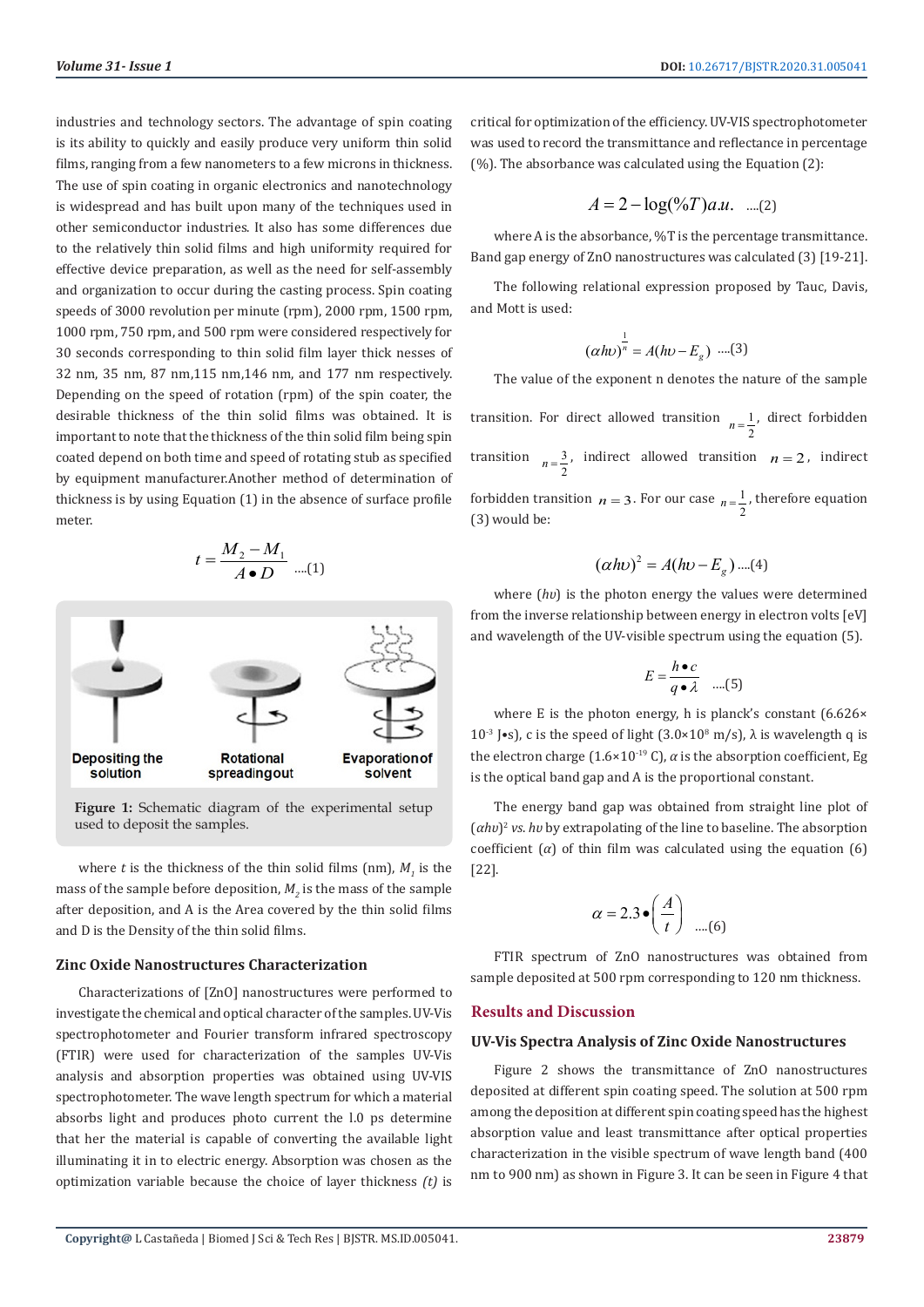industries and technology sectors. The advantage of spin coating is its ability to quickly and easily produce very uniform thin solid films, ranging from a few nanometers to a few microns in thickness. The use of spin coating in organic electronics and nanotechnology is widespread and has built upon many of the techniques used in other semiconductor industries. It also has some differences due to the relatively thin solid films and high uniformity required for effective device preparation, as well as the need for self-assembly and organization to occur during the casting process. Spin coating speeds of 3000 revolution per minute (rpm), 2000 rpm, 1500 rpm, 1000 rpm, 750 rpm, and 500 rpm were considered respectively for 30 seconds corresponding to thin solid film layer thick nesses of 32 nm, 35 nm, 87 nm,115 nm,146 nm, and 177 nm respectively. Depending on the speed of rotation (rpm) of the spin coater, the desirable thickness of the thin solid films was obtained. It is important to note that the thickness of the thin solid film being spin coated depend on both time and speed of rotating stub as specified by equipment manufacturer.Another method of determination of thickness is by using Equation (1) in the absence of surface profile meter.

$$t = \frac{M_2 - M_1}{A \bullet D} \quad ....(1)$$

Figure 1: Schematic diagram of the experimental setup used to deposit the samples.

where $t$ is the thickness of the thin solid films (nm), $M_1$ is the mass of the sample before deposition, $M_2$ is the mass of the sample after deposition, and A is the Area covered by the thin solid films and D is the Density of the thin solid films.

### Zinc Oxide Nanostructures Characterization

Characterizations of [ZnO] nanostructures were performed to investigate the chemical and optical character of the samples. UV-Vis spectrophotometer and Fourier transform infrared spectroscopy (FTIR) were used for characterization of the samples UV-Vis analysis and absorption properties was obtained using UV-VIS spectrophotometer. The wave length spectrum for which a material absorbs light and produces photo current the l.0 ps determine that her the material is capable of converting the available light illuminating it in to electric energy. Absorption was chosen as the optimization variable because the choice of layer thickness *(t)* is critical for optimization of the efficiency. UV-VIS spectrophotometer was used to record the transmittance and reflectance in percentage (%). The absorbance was calculated using the Equation (2):

$$A = 2 - \log(\%T)a.u. \quad ....(2)$$

where A is the absorbance, %T is the percentage transmittance. Band gap energy of ZnO nanostructures was calculated (3) [19-21].

The following relational expression proposed by Tauc, Davis, and Mott is used:

$$(\alpha h\upsilon)^{\frac{1}{n}} = A(h\upsilon - E_g) \quad ....(3)$$

The value of the exponent n denotes the nature of the sample transition. For direct allowed transition $n=\frac{1}{2}$, direct forbidden transition $n=\frac{3}{2}$, indirect allowed transition $n=2$, indirect forbidden transition $n=3$. For our case $n=\frac{1}{2}$, therefore equation (3) would be:

$$(\alpha h\upsilon)^2 = A(h\upsilon - E_g) \quad ....(4)$$

where $(h\upsilon)$ is the photon energy the values were determined from the inverse relationship between energy in electron volts [eV] and wavelength of the UV-visible spectrum using the equation (5).

$$E = \frac{h \bullet c}{q \bullet \lambda} \quad ....(5)$$

where E is the photon energy, h is planck's constant (6.626× $10^{-3}$ J•s), c is the speed of light (3.0×$10^{8}$ m/s), λ is wavelength q is the electron charge (1.6×$10^{-19}$ C), $\alpha$ is the absorption coefficient, Eg is the optical band gap and A is the proportional constant.

The energy band gap was obtained from straight line plot of $(\alpha h\upsilon)^2$ *vs.* $h\upsilon$ by extrapolating of the line to baseline. The absorption coefficient ($\alpha$) of thin film was calculated using the equation (6) [22].

$$\alpha = 2.3 \bullet \left(\frac{A}{t}\right) \quad ....(6)$$

FTIR spectrum of ZnO nanostructures was obtained from sample deposited at 500 rpm corresponding to 120 nm thickness.

## Results and Discussion

### UV-Vis Spectra Analysis of Zinc Oxide Nanostructures

Figure 2 shows the transmittance of ZnO nanostructures deposited at different spin coating speed. The solution at 500 rpm among the deposition at different spin coating speed has the highest absorption value and least transmittance after optical properties characterization in the visible spectrum of wave length band (400 nm to 900 nm) as shown in Figure 3. It can be seen in Figure 4 that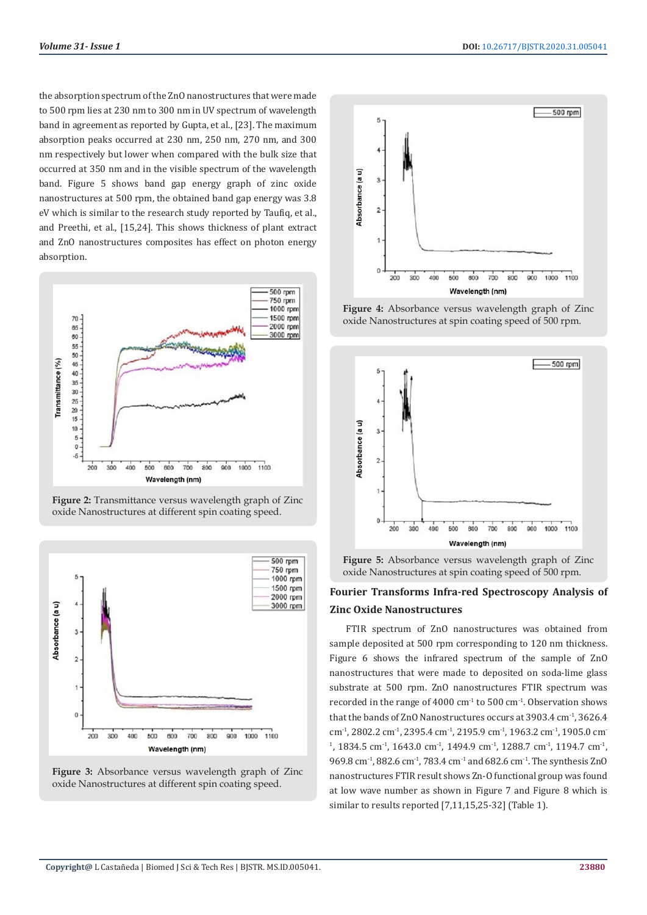the absorption spectrum of the ZnO nanostructures that were made to 500 rpm lies at 230 nm to 300 nm in UV spectrum of wavelength band in agreement as reported by Gupta, et al., [23]. The maximum absorption peaks occurred at 230 nm, 250 nm, 270 nm, and 300 nm respectively but lower when compared with the bulk size that occurred at 350 nm and in the visible spectrum of the wavelength band. Figure 5 shows band gap energy graph of zinc oxide nanostructures at 500 rpm, the obtained band gap energy was 3.8 eV which is similar to the research study reported by Taufiq, et al., and Preethi, et al., [15,24]. This shows thickness of plant extract and ZnO nanostructures composites has effect on photon energy absorption.

**Figure 2:** Transmittance versus wavelength graph of Zinc oxide Nanostructures at different spin coating speed.

**Figure 3:** Absorbance versus wavelength graph of Zinc oxide Nanostructures at different spin coating speed.

**Figure 4:** Absorbance versus wavelength graph of Zinc oxide Nanostructures at spin coating speed of 500 rpm.

**Figure 5:** Absorbance versus wavelength graph of Zinc oxide Nanostructures at spin coating speed of 500 rpm.

## Fourier Transforms Infra-red Spectroscopy Analysis of Zinc Oxide Nanostructures

FTIR spectrum of ZnO nanostructures was obtained from sample deposited at 500 rpm corresponding to 120 nm thickness. Figure 6 shows the infrared spectrum of the sample of ZnO nanostructures that were made to deposited on soda-lime glass substrate at 500 rpm. ZnO nanostructures FTIR spectrum was recorded in the range of 4000 $cm^{-1}$ to 500 $cm^{-1}$. Observation shows that the bands of ZnO Nanostructures occurs at 3903.4 $cm^{-1}$, 3626.4 $cm^{-1}$, 2802.2 $cm^{-1}$, 2395.4 $cm^{-1}$, 2195.9 $cm^{-1}$, 1963.2 $cm^{-1}$, 1905.0 $cm^{-1}$, 1834.5 $cm^{-1}$, 1643.0 $cm^{-1}$, 1494.9 $cm^{-1}$, 1288.7 $cm^{-1}$, 1194.7 $cm^{-1}$, 969.8 $cm^{-1}$, 882.6 $cm^{-1}$, 783.4 $cm^{-1}$ and 682.6 $cm^{-1}$. The synthesis ZnO nanostructures FTIR result shows Zn-O functional group was found at low wave number as shown in Figure 7 and Figure 8 which is similar to results reported [7,11,15,25-32] (Table 1).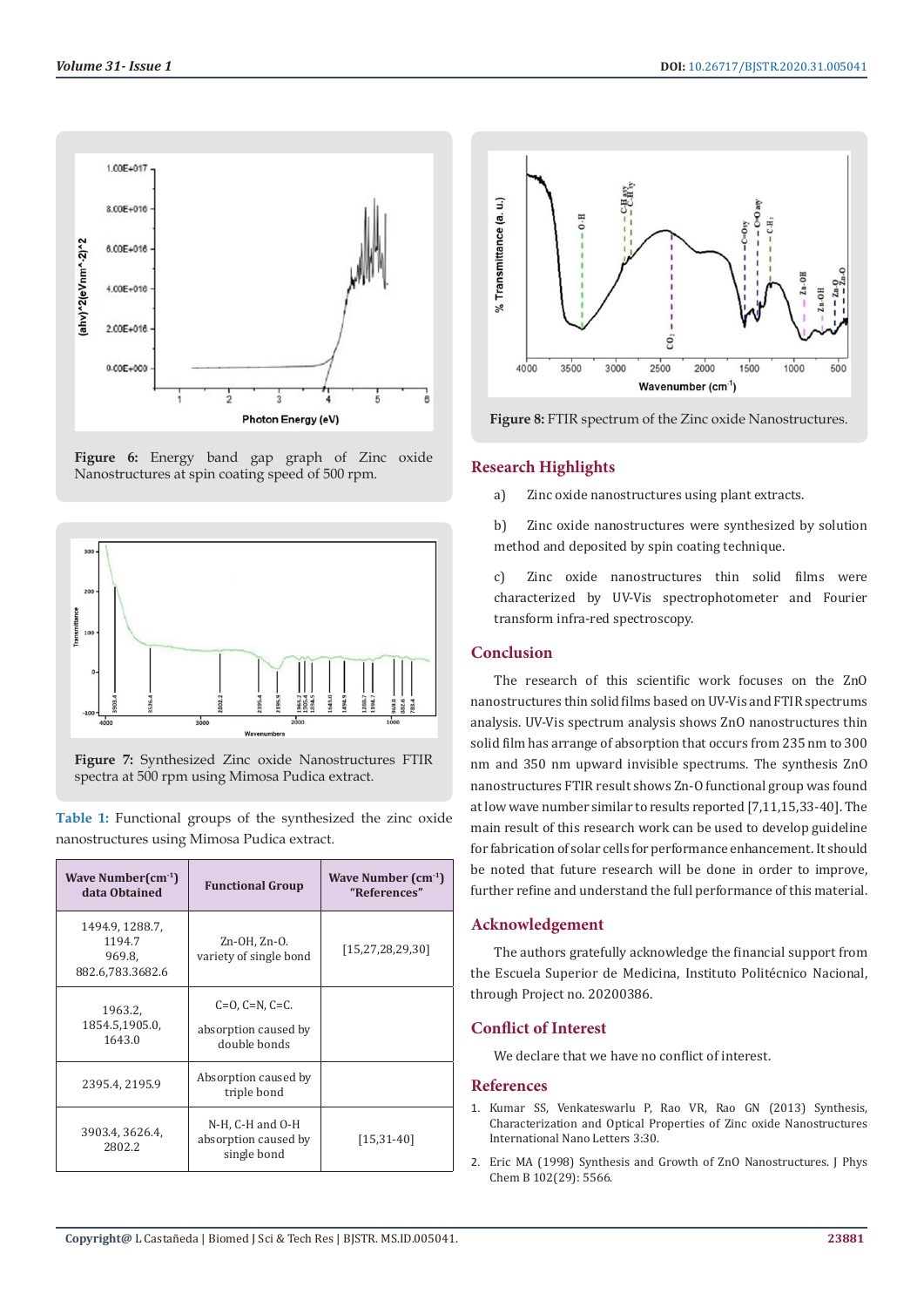Figure 6: Energy band gap graph of Zinc oxide Nanostructures at spin coating speed of 500 rpm.

Figure 7: Synthesized Zinc oxide Nanostructures FTIR spectra at 500 rpm using Mimosa Pudica extract.

Table 1: Functional groups of the synthesized the zinc oxide nanostructures using Mimosa Pudica extract.

| Wave Number(cm$^{-1}$) data Obtained | Functional Group | Wave Number (cm$^{-1}$) "References" |
|---|---|---|
| 1494.9, 1288.7, 1194.7 969.8, 882.6,783.3682.6 | Zn-OH, Zn-O. variety of single bond | [15,27,28,29,30] |
| 1963.2, 1854.5,1905.0, 1643.0 | C=O, C=N, C=C. absorption caused by double bonds | |
| 2395.4, 2195.9 | Absorption caused by triple bond | |
| 3903.4, 3626.4, 2802.2 | N-H, C-H and O-H absorption caused by single bond | [15,31-40] |

Figure 8: FTIR spectrum of the Zinc oxide Nanostructures.

## Research Highlights

a) Zinc oxide nanostructures using plant extracts.

b) Zinc oxide nanostructures were synthesized by solution method and deposited by spin coating technique.

c) Zinc oxide nanostructures thin solid films were characterized by UV-Vis spectrophotometer and Fourier transform infra-red spectroscopy.

## Conclusion

The research of this scientific work focuses on the ZnO nanostructures thin solid films based on UV-Vis and FTIR spectrums analysis. UV-Vis spectrum analysis shows ZnO nanostructures thin solid film has arrange of absorption that occurs from 235 nm to 300 nm and 350 nm upward invisible spectrums. The synthesis ZnO nanostructures FTIR result shows Zn-O functional group was found at low wave number similar to results reported [7,11,15,33-40]. The main result of this research work can be used to develop guideline for fabrication of solar cells for performance enhancement. It should be noted that future research will be done in order to improve, further refine and understand the full performance of this material.

## Acknowledgement

The authors gratefully acknowledge the financial support from the Escuela Superior de Medicina, Instituto Politécnico Nacional, through Project no. 20200386.

## Conflict of Interest

We declare that we have no conflict of interest.

## References

1. Kumar SS, Venkateswarlu P, Rao VR, Rao GN (2013) Synthesis, Characterization and Optical Properties of Zinc oxide Nanostructures International Nano Letters 3:30.
2. Eric MA (1998) Synthesis and Growth of ZnO Nanostructures. J Phys Chem B 102(29): 5566.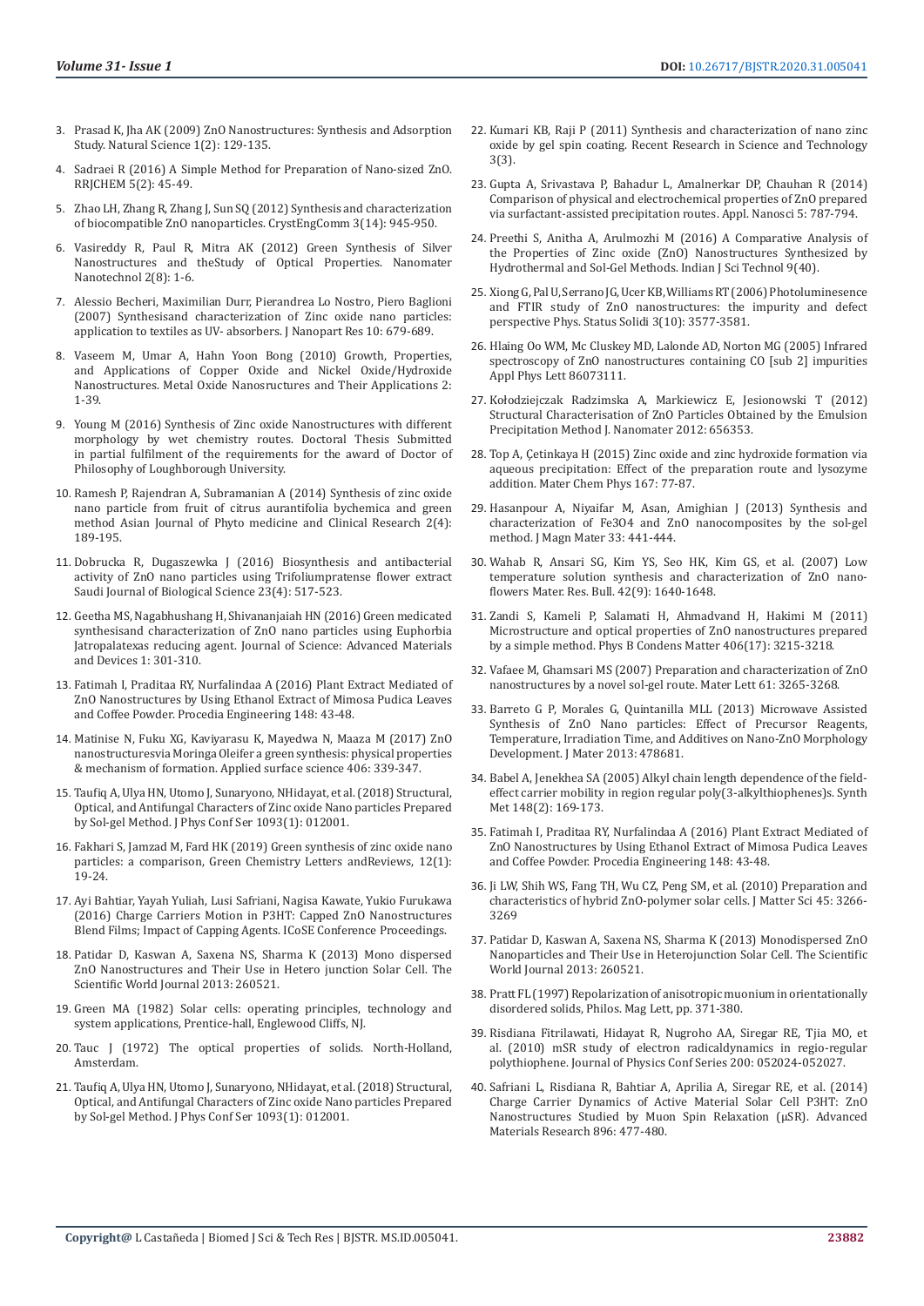3. Prasad K, Jha AK (2009) ZnO Nanostructures: Synthesis and Adsorption Study. Natural Science 1(2): 129-135.

4. Sadraei R (2016) A Simple Method for Preparation of Nano-sized ZnO. RRJCHEM 5(2): 45-49.

5. Zhao LH, Zhang R, Zhang J, Sun SQ (2012) Synthesis and characterization of biocompatible ZnO nanoparticles. CrystEngComm 3(14): 945-950.

6. Vasireddy R, Paul R, Mitra AK (2012) Green Synthesis of Silver Nanostructures and theStudy of Optical Properties. Nanomater Nanotechnol 2(8): 1-6.

7. Alessio Becheri, Maximilian Durr, Pierandrea Lo Nostro, Piero Baglioni (2007) Synthesisand characterization of Zinc oxide nano particles: application to textiles as UV- absorbers. J Nanopart Res 10: 679-689.

8. Vaseem M, Umar A, Hahn Yoon Bong (2010) Growth, Properties, and Applications of Copper Oxide and Nickel Oxide/Hydroxide Nanostructures. Metal Oxide Nanosructures and Their Applications 2: 1-39.

9. Young M (2016) Synthesis of Zinc oxide Nanostructures with different morphology by wet chemistry routes. Doctoral Thesis Submitted in partial fulfilment of the requirements for the award of Doctor of Philosophy of Loughborough University.

10. Ramesh P, Rajendran A, Subramanian A (2014) Synthesis of zinc oxide nano particle from fruit of citrus aurantifolia bychemica and green method Asian Journal of Phyto medicine and Clinical Research 2(4): 189-195.

11. Dobrucka R, Dugaszewka J (2016) Biosynthesis and antibacterial activity of ZnO nano particles using Trifoliumpratense flower extract Saudi Journal of Biological Science 23(4): 517-523.

12. Geetha MS, Nagabhushang H, Shivananjaiah HN (2016) Green medicated synthesisand characterization of ZnO nano particles using Euphorbia Jatropalatexas reducing agent. Journal of Science: Advanced Materials and Devices 1: 301-310.

13. Fatimah I, Praditaa RY, Nurfalindaa A (2016) Plant Extract Mediated of ZnO Nanostructures by Using Ethanol Extract of Mimosa Pudica Leaves and Coffee Powder. Procedia Engineering 148: 43-48.

14. Matinise N, Fuku XG, Kaviyarasu K, Mayedwa N, Maaza M (2017) ZnO nanostructuresvia Moringa Oleifer a green synthesis: physical properties & mechanism of formation. Applied surface science 406: 339-347.

15. Taufiq A, Ulya HN, Utomo J, Sunaryono, NHidayat, et al. (2018) Structural, Optical, and Antifungal Characters of Zinc oxide Nano particles Prepared by Sol-gel Method. J Phys Conf Ser 1093(1): 012001.

16. Fakhari S, Jamzad M, Fard HK (2019) Green synthesis of zinc oxide nano particles: a comparison, Green Chemistry Letters andReviews, 12(1): 19-24.

17. Ayi Bahtiar, Yayah Yuliah, Lusi Safriani, Nagisa Kawate, Yukio Furukawa (2016) Charge Carriers Motion in P3HT: Capped ZnO Nanostructures Blend Films; Impact of Capping Agents. ICoSE Conference Proceedings.

18. Patidar D, Kaswan A, Saxena NS, Sharma K (2013) Mono dispersed ZnO Nanostructures and Their Use in Hetero junction Solar Cell. The Scientific World Journal 2013: 260521.

19. Green MA (1982) Solar cells: operating principles, technology and system applications, Prentice-hall, Englewood Cliffs, NJ.

20. Tauc J (1972) The optical properties of solids. North-Holland, Amsterdam.

21. Taufiq A, Ulya HN, Utomo J, Sunaryono, NHidayat, et al. (2018) Structural, Optical, and Antifungal Characters of Zinc oxide Nano particles Prepared by Sol-gel Method. J Phys Conf Ser 1093(1): 012001.

22. Kumari KB, Raji P (2011) Synthesis and characterization of nano zinc oxide by gel spin coating. Recent Research in Science and Technology 3(3).

23. Gupta A, Srivastava P, Bahadur L, Amalnerkar DP, Chauhan R (2014) Comparison of physical and electrochemical properties of ZnO prepared via surfactant-assisted precipitation routes. Appl. Nanosci 5: 787-794.

24. Preethi S, Anitha A, Arulmozhi M (2016) A Comparative Analysis of the Properties of Zinc oxide (ZnO) Nanostructures Synthesized by Hydrothermal and Sol-Gel Methods. Indian J Sci Technol 9(40).

25. Xiong G, Pal U, Serrano JG, Ucer KB, Williams RT (2006) Photoluminesence and FTIR study of ZnO nanostructures: the impurity and defect perspective Phys. Status Solidi 3(10): 3577-3581.

26. Hlaing Oo WM, Mc Cluskey MD, Lalonde AD, Norton MG (2005) Infrared spectroscopy of ZnO nanostructures containing CO [sub 2] impurities Appl Phys Lett 86073111.

27. Kołodziejczak Radzimska A, Markiewicz E, Jesionowski T (2012) Structural Characterisation of ZnO Particles Obtained by the Emulsion Precipitation Method J. Nanomater 2012: 656353.

28. Top A, Çetinkaya H (2015) Zinc oxide and zinc hydroxide formation via aqueous precipitation: Effect of the preparation route and lysozyme addition. Mater Chem Phys 167: 77-87.

29. Hasanpour A, Niyaifar M, Asan, Amighian J (2013) Synthesis and characterization of $Fe_3O_4$ and ZnO nanocomposites by the sol-gel method. J Magn Mater 33: 441-444.

30. Wahab R, Ansari SG, Kim YS, Seo HK, Kim GS, et al. (2007) Low temperature solution synthesis and characterization of ZnO nano-flowers Mater. Res. Bull. 42(9): 1640-1648.

31. Zandi S, Kameli P, Salamati H, Ahmadvand H, Hakimi M (2011) Microstructure and optical properties of ZnO nanostructures prepared by a simple method. Phys B Condens Matter 406(17): 3215-3218.

32. Vafaee M, Ghamsari MS (2007) Preparation and characterization of ZnO nanostructures by a novel sol-gel route. Mater Lett 61: 3265-3268.

33. Barreto G P, Morales G, Quintanilla MLL (2013) Microwave Assisted Synthesis of ZnO Nano particles: Effect of Precursor Reagents, Temperature, Irradiation Time, and Additives on Nano-ZnO Morphology Development. J Mater 2013: 478681.

34. Babel A, Jenekhea SA (2005) Alkyl chain length dependence of the field-effect carrier mobility in region regular poly(3-alkylthiophenes)s. Synth Met 148(2): 169-173.

35. Fatimah I, Praditaa RY, Nurfalindaa A (2016) Plant Extract Mediated of ZnO Nanostructures by Using Ethanol Extract of Mimosa Pudica Leaves and Coffee Powder. Procedia Engineering 148: 43-48.

36. Ji LW, Shih WS, Fang TH, Wu CZ, Peng SM, et al. (2010) Preparation and characteristics of hybrid ZnO-polymer solar cells. J Matter Sci 45: 3266-3269

37. Patidar D, Kaswan A, Saxena NS, Sharma K (2013) Monodispersed ZnO Nanoparticles and Their Use in Heterojunction Solar Cell. The Scientific World Journal 2013: 260521.

38. Pratt FL (1997) Repolarization of anisotropic muonium in orientationally disordered solids, Philos. Mag Lett, pp. 371-380.

39. Risdiana Fitrilawati, Hidayat R, Nugroho AA, Siregar RE, Tjia MO, et al. (2010) mSR study of electron radicaldynamics in regio-regular polythiophene. Journal of Physics Conf Series 200: 052024-052027.

40. Safriani L, Risdiana R, Bahtiar A, Aprilia A, Siregar RE, et al. (2014) Charge Carrier Dynamics of Active Material Solar Cell P3HT: ZnO Nanostructures Studied by Muon Spin Relaxation (μSR). Advanced Materials Research 896: 477-480.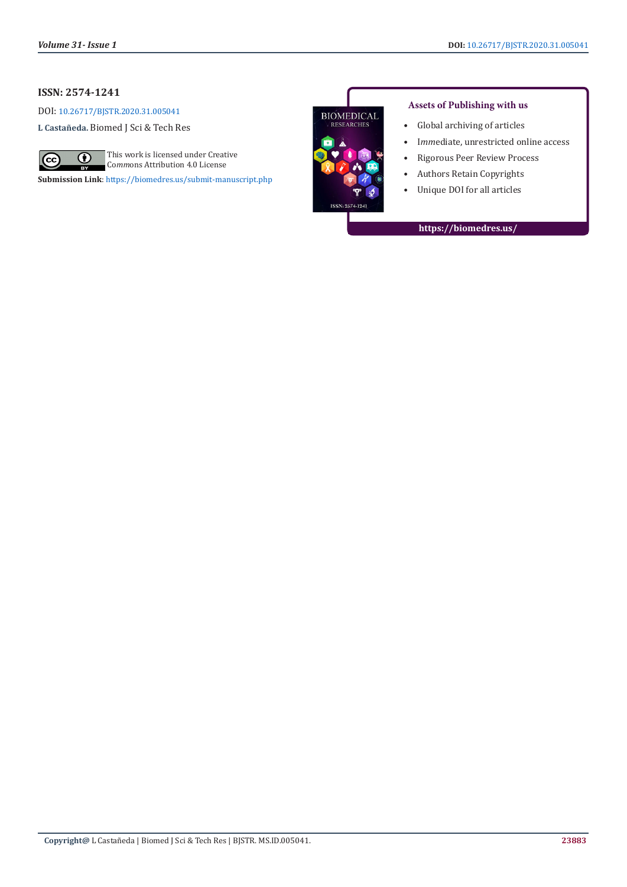**ISSN: 2574-1241**

DOI: 10.26717/BJSTR.2020.31.005041

**L Castañeda.** Biomed J Sci & Tech Res

This work is licensed under Creative Commons Attribution 4.0 License

**Submission Link**: https://biomedres.us/submit-manuscript.php

### Assets of Publishing with us

- Global archiving of articles
- Immediate, unrestricted online access
- Rigorous Peer Review Process
- Authors Retain Copyrights
- Unique DOI for all articles

**https://biomedres.us/**